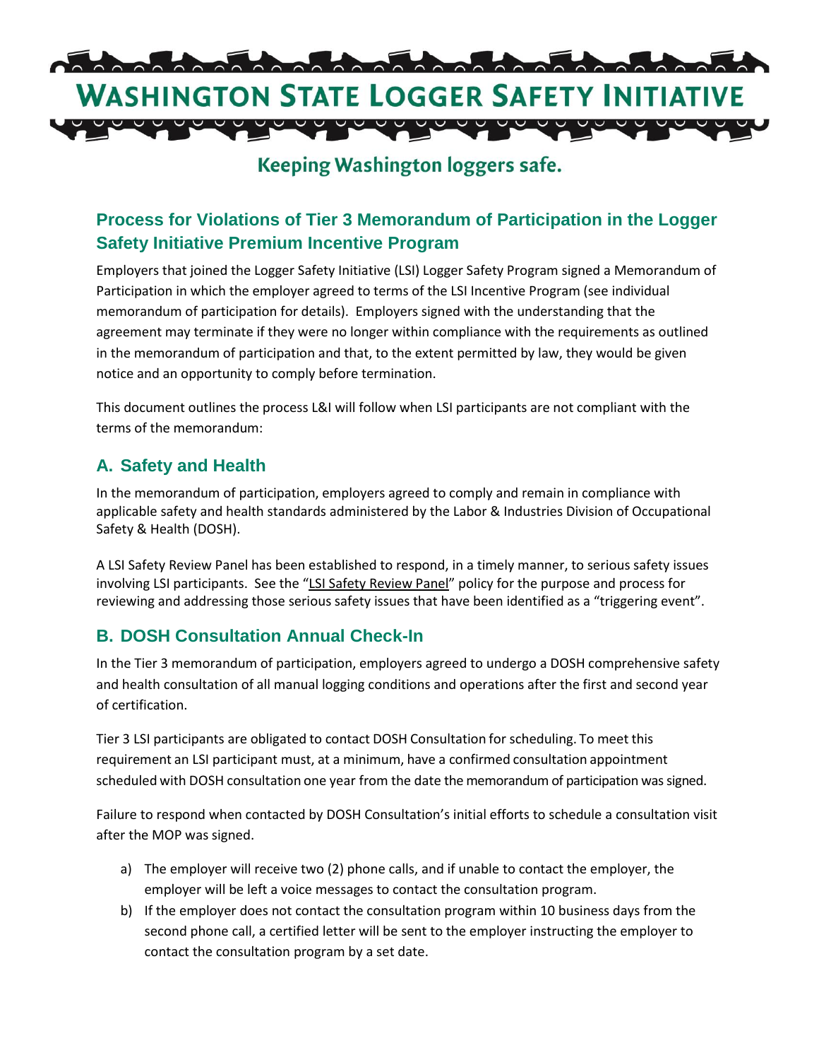# WASHINGTON STATE LOGGER SAFETY INITIATIVE

Keeping Washington loggers safe.

## Process for Violations of Tier 3 Memorandum of Participation in the Logger Safety Initiative Premium Incentive Program

Employers that joined the Logger Safety Initiative (LSI) Logger Safety Program signed a Memorandum of Participation in which the employer agreed to terms of the LSI Incentive Program (see individual memorandum of participation for details). Employers signed with the understanding that the agreement may terminate if they were no longer within compliance with the requirements as outlined in the memorandum of participation and that, to the extent permitted by law, they would be given notice and an opportunity to comply before termination.

This document outlines the process L&I will follow when LSI participants are not compliant with the terms of the memorandum:

## A. Safety and Health

In the memorandum of participation, employers agreed to comply and remain in compliance with applicable safety and health standards administered by the Labor & Industries Division of Occupational Safety & Health (DOSH).

A LSI Safety Review Panel has been established to respond, in a timely manner, to serious safety issues involving LSI participants. See the "LSI Safety Review Panel" policy for the purpose and process for reviewing and addressing those serious safety issues that have been identified as a "triggering event".

## B. DOSH Consultation Annual Check-In

In the Tier 3 memorandum of participation, employers agreed to undergo a DOSH comprehensive safety and health consultation of all manual logging conditions and operations after the first and second year of certification.

Tier 3 LSI participants are obligated to contact DOSH Consultation for scheduling. To meet this requirement an LSI participant must, at a minimum, have a confirmed consultation appointment scheduled with DOSH consultation one year from the date the memorandum of participation was signed.

Failure to respond when contacted by DOSH Consultation's initial efforts to schedule a consultation visit after the MOP was signed.

a) The employer will receive two (2) phone calls, and if unable to contact the employer, the employer will be left a voice messages to contact the consultation program.
b) If the employer does not contact the consultation program within 10 business days from the second phone call, a certified letter will be sent to the employer instructing the employer to contact the consultation program by a set date.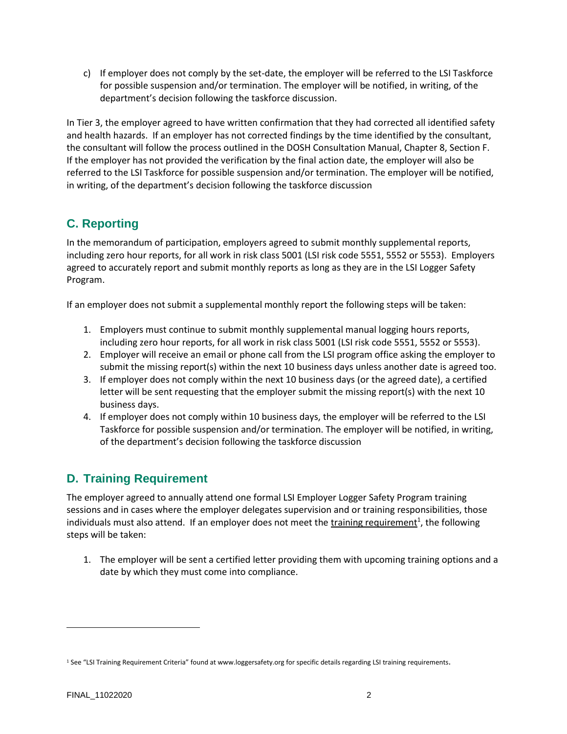c) If employer does not comply by the set-date, the employer will be referred to the LSI Taskforce for possible suspension and/or termination. The employer will be notified, in writing, of the department's decision following the taskforce discussion.

In Tier 3, the employer agreed to have written confirmation that they had corrected all identified safety and health hazards. If an employer has not corrected findings by the time identified by the consultant, the consultant will follow the process outlined in the DOSH Consultation Manual, Chapter 8, Section F. If the employer has not provided the verification by the final action date, the employer will also be referred to the LSI Taskforce for possible suspension and/or termination. The employer will be notified, in writing, of the department's decision following the taskforce discussion

## C. Reporting

In the memorandum of participation, employers agreed to submit monthly supplemental reports, including zero hour reports, for all work in risk class 5001 (LSI risk code 5551, 5552 or 5553). Employers agreed to accurately report and submit monthly reports as long as they are in the LSI Logger Safety Program.

If an employer does not submit a supplemental monthly report the following steps will be taken:

1. Employers must continue to submit monthly supplemental manual logging hours reports, including zero hour reports, for all work in risk class 5001 (LSI risk code 5551, 5552 or 5553).
2. Employer will receive an email or phone call from the LSI program office asking the employer to submit the missing report(s) within the next 10 business days unless another date is agreed too.
3. If employer does not comply within the next 10 business days (or the agreed date), a certified letter will be sent requesting that the employer submit the missing report(s) with the next 10 business days.
4. If employer does not comply within 10 business days, the employer will be referred to the LSI Taskforce for possible suspension and/or termination. The employer will be notified, in writing, of the department's decision following the taskforce discussion

## D. Training Requirement

The employer agreed to annually attend one formal LSI Employer Logger Safety Program training sessions and in cases where the employer delegates supervision and or training responsibilities, those individuals must also attend. If an employer does not meet the training requirement[1], the following steps will be taken:

1. The employer will be sent a certified letter providing them with upcoming training options and a date by which they must come into compliance.

[1] See "LSI Training Requirement Criteria" found at www.loggersafety.org for specific details regarding LSI training requirements.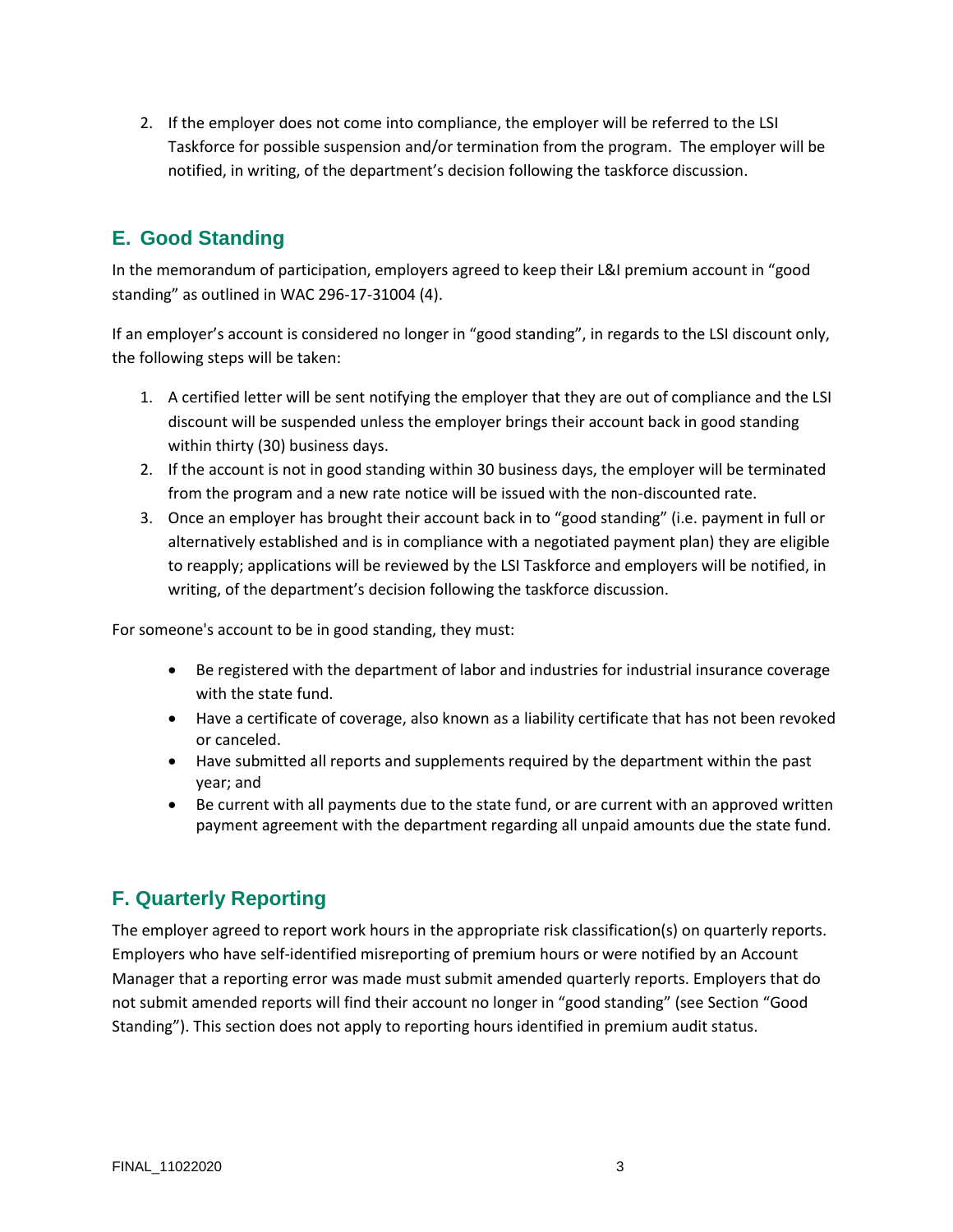2. If the employer does not come into compliance, the employer will be referred to the LSI Taskforce for possible suspension and/or termination from the program. The employer will be notified, in writing, of the department's decision following the taskforce discussion.

## E. Good Standing

In the memorandum of participation, employers agreed to keep their L&I premium account in "good standing" as outlined in WAC 296-17-31004 (4).

If an employer's account is considered no longer in "good standing", in regards to the LSI discount only, the following steps will be taken:

1. A certified letter will be sent notifying the employer that they are out of compliance and the LSI discount will be suspended unless the employer brings their account back in good standing within thirty (30) business days.
2. If the account is not in good standing within 30 business days, the employer will be terminated from the program and a new rate notice will be issued with the non-discounted rate.
3. Once an employer has brought their account back in to "good standing" (i.e. payment in full or alternatively established and is in compliance with a negotiated payment plan) they are eligible to reapply; applications will be reviewed by the LSI Taskforce and employers will be notified, in writing, of the department's decision following the taskforce discussion.

For someone's account to be in good standing, they must:

- Be registered with the department of labor and industries for industrial insurance coverage with the state fund.
- Have a certificate of coverage, also known as a liability certificate that has not been revoked or canceled.
- Have submitted all reports and supplements required by the department within the past year; and
- Be current with all payments due to the state fund, or are current with an approved written payment agreement with the department regarding all unpaid amounts due the state fund.

## F. Quarterly Reporting

The employer agreed to report work hours in the appropriate risk classification(s) on quarterly reports. Employers who have self-identified misreporting of premium hours or were notified by an Account Manager that a reporting error was made must submit amended quarterly reports. Employers that do not submit amended reports will find their account no longer in "good standing" (see Section "Good Standing"). This section does not apply to reporting hours identified in premium audit status.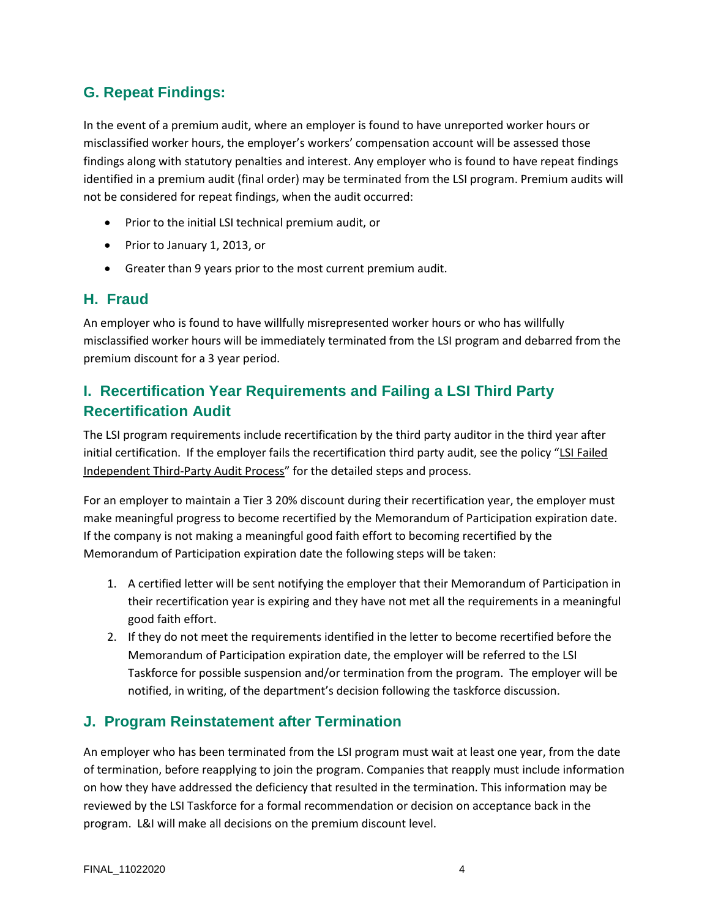## G. Repeat Findings:

In the event of a premium audit, where an employer is found to have unreported worker hours or misclassified worker hours, the employer's workers' compensation account will be assessed those findings along with statutory penalties and interest. Any employer who is found to have repeat findings identified in a premium audit (final order) may be terminated from the LSI program. Premium audits will not be considered for repeat findings, when the audit occurred:

- Prior to the initial LSI technical premium audit, or
- Prior to January 1, 2013, or
- Greater than 9 years prior to the most current premium audit.

## H. Fraud

An employer who is found to have willfully misrepresented worker hours or who has willfully misclassified worker hours will be immediately terminated from the LSI program and debarred from the premium discount for a 3 year period.

## I. Recertification Year Requirements and Failing a LSI Third Party Recertification Audit

The LSI program requirements include recertification by the third party auditor in the third year after initial certification. If the employer fails the recertification third party audit, see the policy "LSI Failed Independent Third-Party Audit Process" for the detailed steps and process.

For an employer to maintain a Tier 3 20% discount during their recertification year, the employer must make meaningful progress to become recertified by the Memorandum of Participation expiration date. If the company is not making a meaningful good faith effort to becoming recertified by the Memorandum of Participation expiration date the following steps will be taken:

1. A certified letter will be sent notifying the employer that their Memorandum of Participation in their recertification year is expiring and they have not met all the requirements in a meaningful good faith effort.
2. If they do not meet the requirements identified in the letter to become recertified before the Memorandum of Participation expiration date, the employer will be referred to the LSI Taskforce for possible suspension and/or termination from the program. The employer will be notified, in writing, of the department's decision following the taskforce discussion.

## J. Program Reinstatement after Termination

An employer who has been terminated from the LSI program must wait at least one year, from the date of termination, before reapplying to join the program. Companies that reapply must include information on how they have addressed the deficiency that resulted in the termination. This information may be reviewed by the LSI Taskforce for a formal recommendation or decision on acceptance back in the program. L&I will make all decisions on the premium discount level.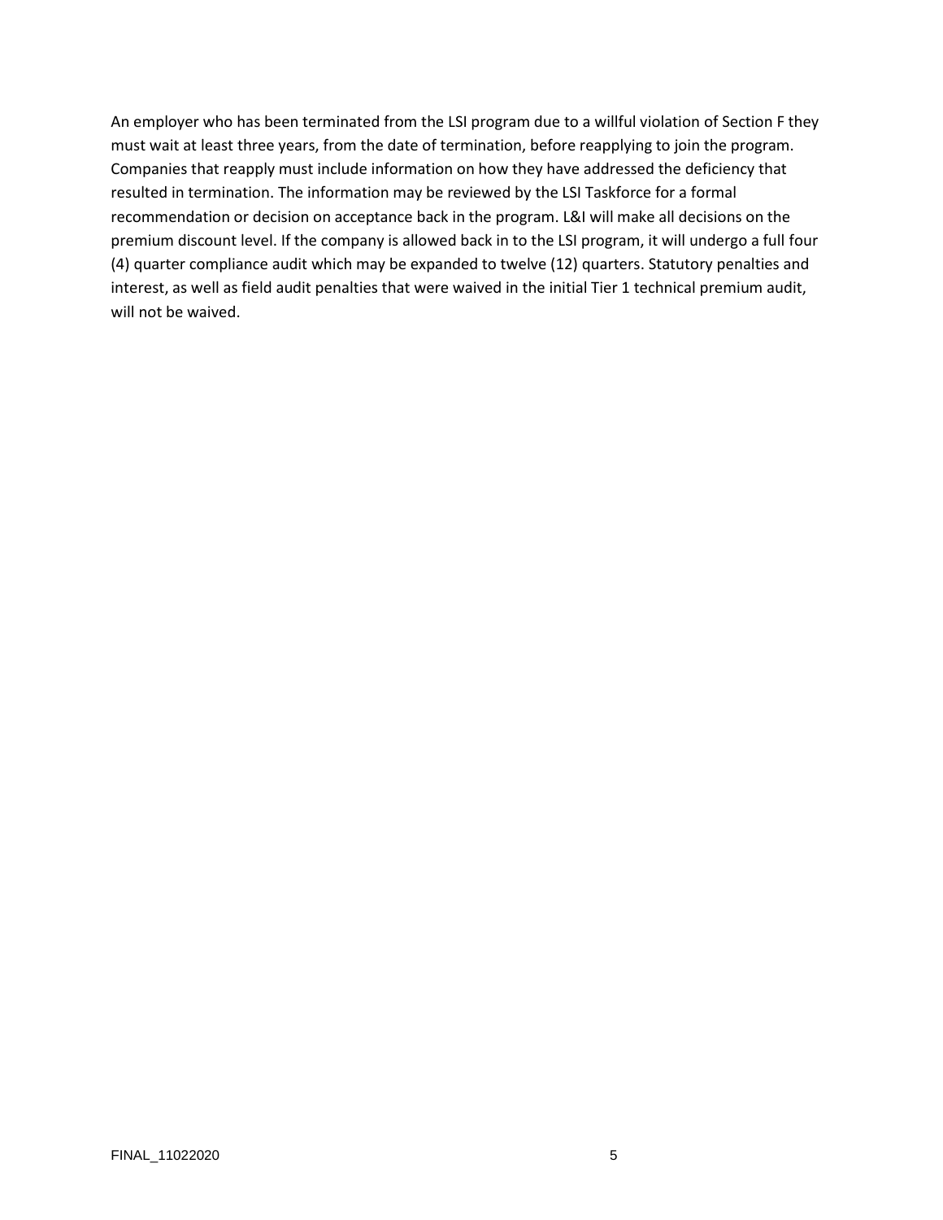An employer who has been terminated from the LSI program due to a willful violation of Section F they must wait at least three years, from the date of termination, before reapplying to join the program. Companies that reapply must include information on how they have addressed the deficiency that resulted in termination. The information may be reviewed by the LSI Taskforce for a formal recommendation or decision on acceptance back in the program. L&I will make all decisions on the premium discount level. If the company is allowed back in to the LSI program, it will undergo a full four (4) quarter compliance audit which may be expanded to twelve (12) quarters. Statutory penalties and interest, as well as field audit penalties that were waived in the initial Tier 1 technical premium audit, will not be waived.